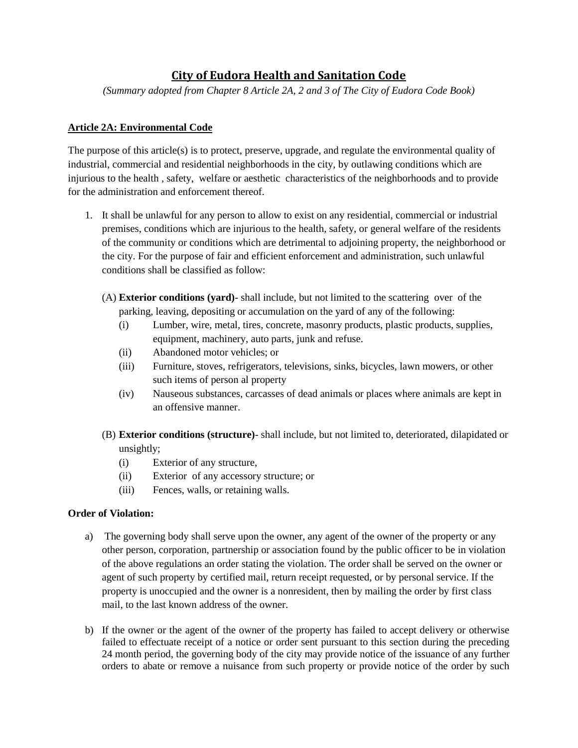# City of Eudora Health and Sanitation Code

*(Summary adopted from Chapter 8 Article 2A, 2 and 3 of The City of Eudora Code Book)*

## Article 2A: Environmental Code

The purpose of this article(s) is to protect, preserve, upgrade, and regulate the environmental quality of industrial, commercial and residential neighborhoods in the city, by outlawing conditions which are injurious to the health , safety, welfare or aesthetic characteristics of the neighborhoods and to provide for the administration and enforcement thereof.

1. It shall be unlawful for any person to allow to exist on any residential, commercial or industrial premises, conditions which are injurious to the health, safety, or general welfare of the residents of the community or conditions which are detrimental to adjoining property, the neighborhood or the city. For the purpose of fair and efficient enforcement and administration, such unlawful conditions shall be classified as follow:

   (A) **Exterior conditions (yard)**- shall include, but not limited to the scattering over of the parking, leaving, depositing or accumulation on the yard of any of the following:
   - (i) Lumber, wire, metal, tires, concrete, masonry products, plastic products, supplies, equipment, machinery, auto parts, junk and refuse.
   - (ii) Abandoned motor vehicles; or
   - (iii) Furniture, stoves, refrigerators, televisions, sinks, bicycles, lawn mowers, or other such items of person al property
   - (iv) Nauseous substances, carcasses of dead animals or places where animals are kept in an offensive manner.

   (B) **Exterior conditions (structure)**- shall include, but not limited to, deteriorated, dilapidated or unsightly;
   - (i) Exterior of any structure,
   - (ii) Exterior of any accessory structure; or
   - (iii) Fences, walls, or retaining walls.

**Order of Violation:**

a) The governing body shall serve upon the owner, any agent of the owner of the property or any other person, corporation, partnership or association found by the public officer to be in violation of the above regulations an order stating the violation. The order shall be served on the owner or agent of such property by certified mail, return receipt requested, or by personal service. If the property is unoccupied and the owner is a nonresident, then by mailing the order by first class mail, to the last known address of the owner.

b) If the owner or the agent of the owner of the property has failed to accept delivery or otherwise failed to effectuate receipt of a notice or order sent pursuant to this section during the preceding 24 month period, the governing body of the city may provide notice of the issuance of any further orders to abate or remove a nuisance from such property or provide notice of the order by such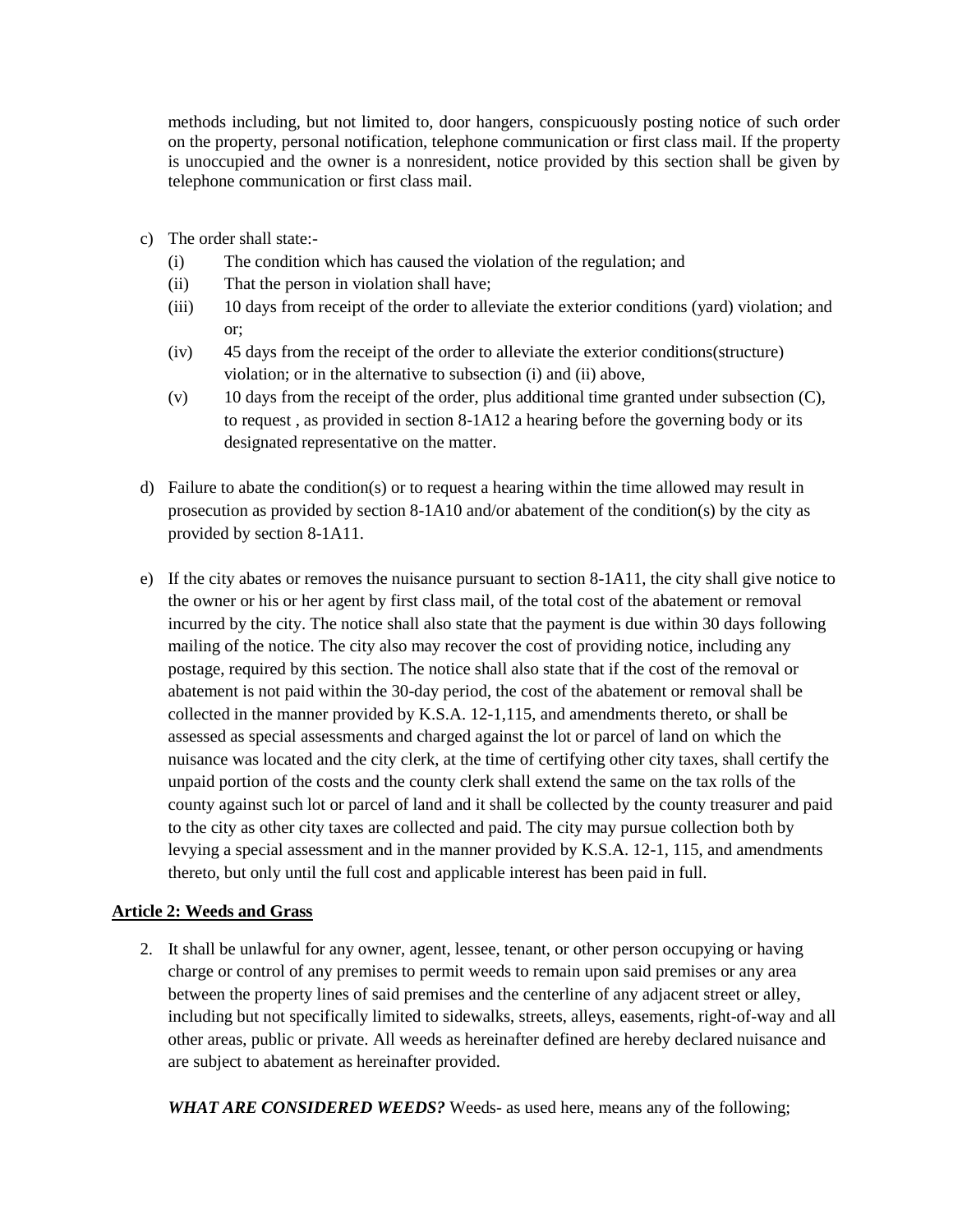methods including, but not limited to, door hangers, conspicuously posting notice of such order on the property, personal notification, telephone communication or first class mail. If the property is unoccupied and the owner is a nonresident, notice provided by this section shall be given by telephone communication or first class mail.

c) The order shall state:-
   (i) The condition which has caused the violation of the regulation; and
   (ii) That the person in violation shall have;
   (iii) 10 days from receipt of the order to alleviate the exterior conditions (yard) violation; and or;
   (iv) 45 days from the receipt of the order to alleviate the exterior conditions(structure) violation; or in the alternative to subsection (i) and (ii) above,
   (v) 10 days from the receipt of the order, plus additional time granted under subsection (C), to request , as provided in section 8-1A12 a hearing before the governing body or its designated representative on the matter.

d) Failure to abate the condition(s) or to request a hearing within the time allowed may result in prosecution as provided by section 8-1A10 and/or abatement of the condition(s) by the city as provided by section 8-1A11.

e) If the city abates or removes the nuisance pursuant to section 8-1A11, the city shall give notice to the owner or his or her agent by first class mail, of the total cost of the abatement or removal incurred by the city. The notice shall also state that the payment is due within 30 days following mailing of the notice. The city also may recover the cost of providing notice, including any postage, required by this section. The notice shall also state that if the cost of the removal or abatement is not paid within the 30-day period, the cost of the abatement or removal shall be collected in the manner provided by K.S.A. 12-1,115, and amendments thereto, or shall be assessed as special assessments and charged against the lot or parcel of land on which the nuisance was located and the city clerk, at the time of certifying other city taxes, shall certify the unpaid portion of the costs and the county clerk shall extend the same on the tax rolls of the county against such lot or parcel of land and it shall be collected by the county treasurer and paid to the city as other city taxes are collected and paid. The city may pursue collection both by levying a special assessment and in the manner provided by K.S.A. 12-1, 115, and amendments thereto, but only until the full cost and applicable interest has been paid in full.

**Article 2: Weeds and Grass**

2. It shall be unlawful for any owner, agent, lessee, tenant, or other person occupying or having charge or control of any premises to permit weeds to remain upon said premises or any area between the property lines of said premises and the centerline of any adjacent street or alley, including but not specifically limited to sidewalks, streets, alleys, easements, right-of-way and all other areas, public or private. All weeds as hereinafter defined are hereby declared nuisance and are subject to abatement as hereinafter provided.

   ***WHAT ARE CONSIDERED WEEDS?*** Weeds- as used here, means any of the following;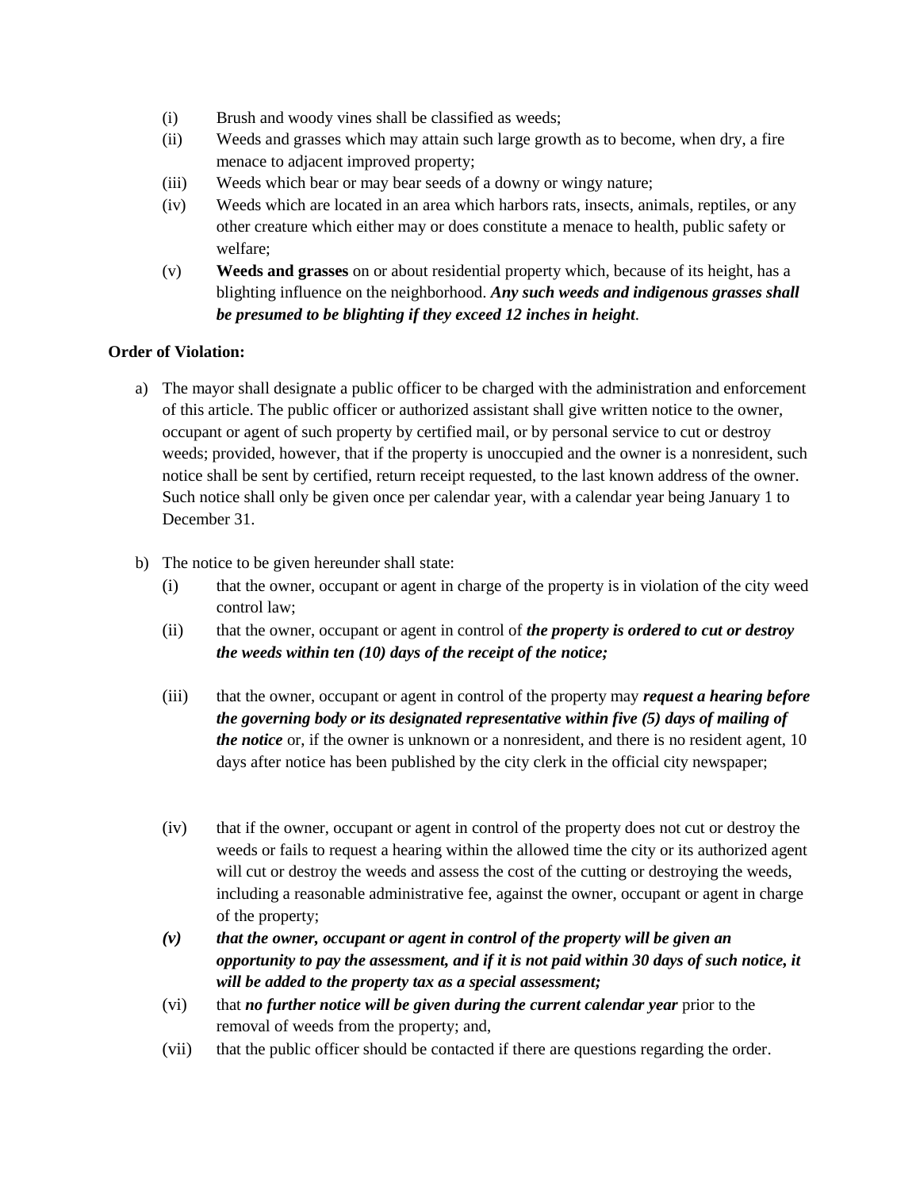- (i) Brush and woody vines shall be classified as weeds;
- (ii) Weeds and grasses which may attain such large growth as to become, when dry, a fire menace to adjacent improved property;
- (iii) Weeds which bear or may bear seeds of a downy or wingy nature;
- (iv) Weeds which are located in an area which harbors rats, insects, animals, reptiles, or any other creature which either may or does constitute a menace to health, public safety or welfare;
- (v) **Weeds and grasses** on or about residential property which, because of its height, has a blighting influence on the neighborhood. ***Any such weeds and indigenous grasses shall be presumed to be blighting if they exceed 12 inches in height*.**

**Order of Violation:**

a) The mayor shall designate a public officer to be charged with the administration and enforcement of this article. The public officer or authorized assistant shall give written notice to the owner, occupant or agent of such property by certified mail, or by personal service to cut or destroy weeds; provided, however, that if the property is unoccupied and the owner is a nonresident, such notice shall be sent by certified, return receipt requested, to the last known address of the owner. Such notice shall only be given once per calendar year, with a calendar year being January 1 to December 31.

b) The notice to be given hereunder shall state:
   - (i) that the owner, occupant or agent in charge of the property is in violation of the city weed control law;
   - (ii) that the owner, occupant or agent in control of ***the property is ordered to cut or destroy the weeds within ten (10) days of the receipt of the notice;***
   - (iii) that the owner, occupant or agent in control of the property may ***request a hearing before the governing body or its designated representative within five (5) days of mailing of the notice*** or, if the owner is unknown or a nonresident, and there is no resident agent, 10 days after notice has been published by the city clerk in the official city newspaper;
   - (iv) that if the owner, occupant or agent in control of the property does not cut or destroy the weeds or fails to request a hearing within the allowed time the city or its authorized agent will cut or destroy the weeds and assess the cost of the cutting or destroying the weeds, including a reasonable administrative fee, against the owner, occupant or agent in charge of the property;
   - ***(v) that the owner, occupant or agent in control of the property will be given an opportunity to pay the assessment, and if it is not paid within 30 days of such notice, it will be added to the property tax as a special assessment;***
   - (vi) that ***no further notice will be given during the current calendar year*** prior to the removal of weeds from the property; and,
   - (vii) that the public officer should be contacted if there are questions regarding the order.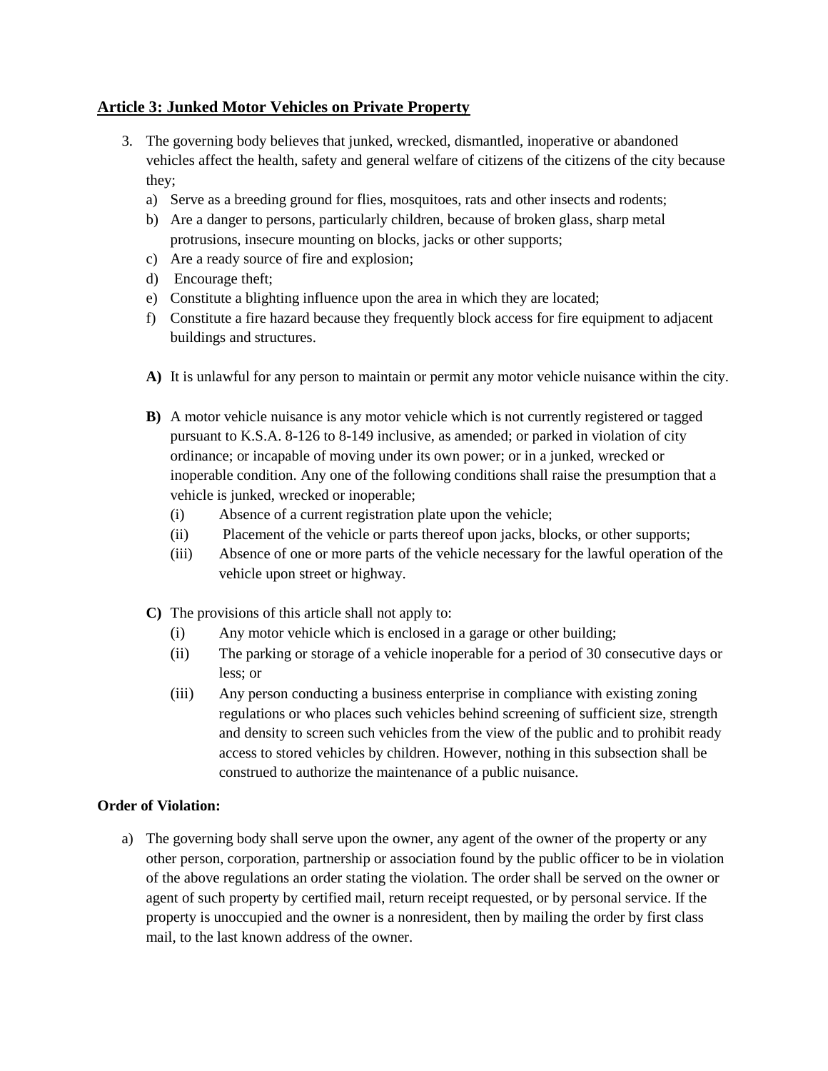## **Article 3: Junked Motor Vehicles on Private Property**

3. The governing body believes that junked, wrecked, dismantled, inoperative or abandoned vehicles affect the health, safety and general welfare of citizens of the citizens of the city because they;
   a) Serve as a breeding ground for flies, mosquitoes, rats and other insects and rodents;
   b) Are a danger to persons, particularly children, because of broken glass, sharp metal protrusions, insecure mounting on blocks, jacks or other supports;
   c) Are a ready source of fire and explosion;
   d) Encourage theft;
   e) Constitute a blighting influence upon the area in which they are located;
   f) Constitute a fire hazard because they frequently block access for fire equipment to adjacent buildings and structures.

   **A)** It is unlawful for any person to maintain or permit any motor vehicle nuisance within the city.

   **B)** A motor vehicle nuisance is any motor vehicle which is not currently registered or tagged pursuant to K.S.A. 8-126 to 8-149 inclusive, as amended; or parked in violation of city ordinance; or incapable of moving under its own power; or in a junked, wrecked or inoperable condition. Any one of the following conditions shall raise the presumption that a vehicle is junked, wrecked or inoperable;
   - (i) Absence of a current registration plate upon the vehicle;
   - (ii) Placement of the vehicle or parts thereof upon jacks, blocks, or other supports;
   - (iii) Absence of one or more parts of the vehicle necessary for the lawful operation of the vehicle upon street or highway.

   **C)** The provisions of this article shall not apply to:
   - (i) Any motor vehicle which is enclosed in a garage or other building;
   - (ii) The parking or storage of a vehicle inoperable for a period of 30 consecutive days or less; or
   - (iii) Any person conducting a business enterprise in compliance with existing zoning regulations or who places such vehicles behind screening of sufficient size, strength and density to screen such vehicles from the view of the public and to prohibit ready access to stored vehicles by children. However, nothing in this subsection shall be construed to authorize the maintenance of a public nuisance.

**Order of Violation:**

a) The governing body shall serve upon the owner, any agent of the owner of the property or any other person, corporation, partnership or association found by the public officer to be in violation of the above regulations an order stating the violation. The order shall be served on the owner or agent of such property by certified mail, return receipt requested, or by personal service. If the property is unoccupied and the owner is a nonresident, then by mailing the order by first class mail, to the last known address of the owner.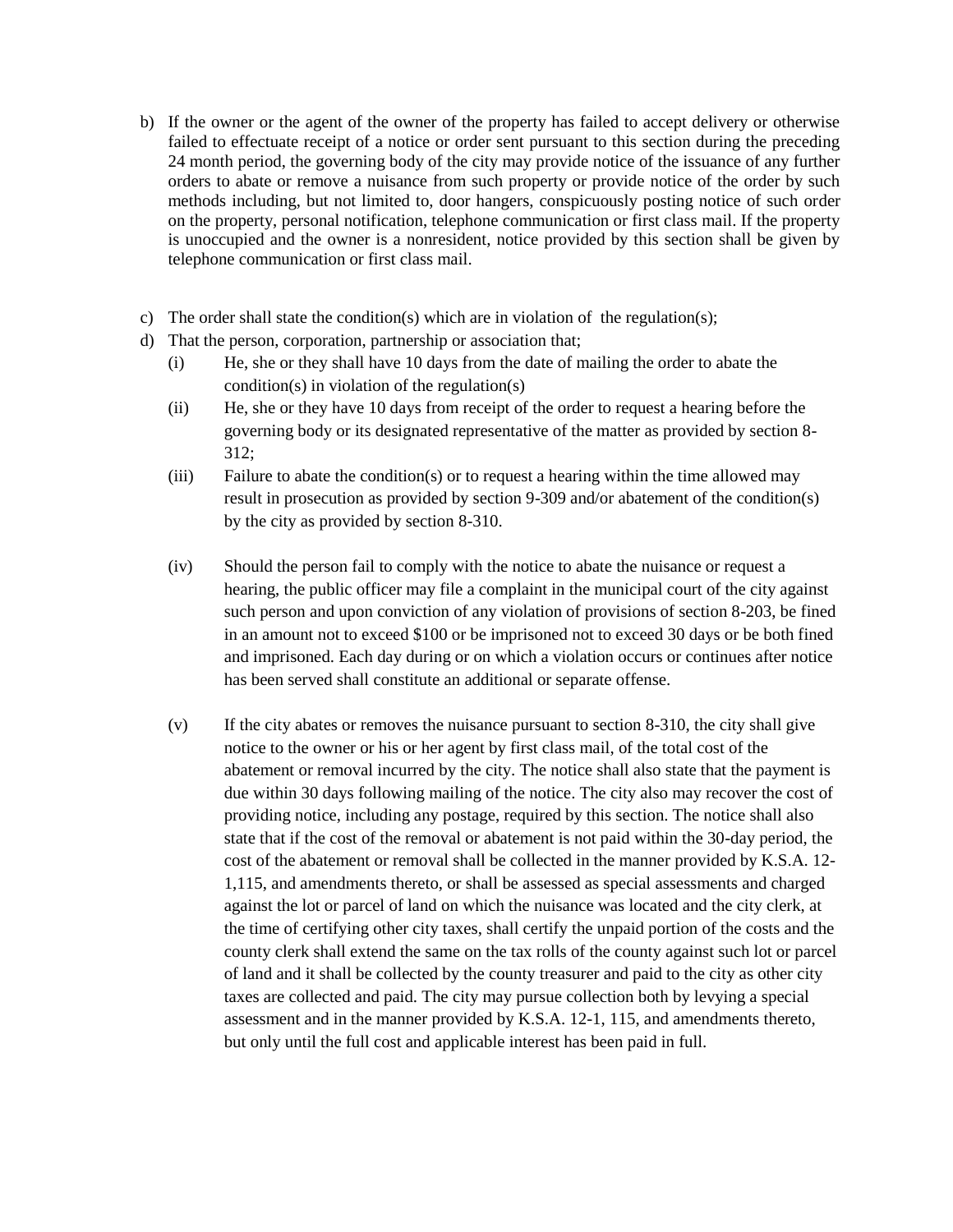b) If the owner or the agent of the owner of the property has failed to accept delivery or otherwise failed to effectuate receipt of a notice or order sent pursuant to this section during the preceding 24 month period, the governing body of the city may provide notice of the issuance of any further orders to abate or remove a nuisance from such property or provide notice of the order by such methods including, but not limited to, door hangers, conspicuously posting notice of such order on the property, personal notification, telephone communication or first class mail. If the property is unoccupied and the owner is a nonresident, notice provided by this section shall be given by telephone communication or first class mail.

c) The order shall state the condition(s) which are in violation of the regulation(s);

d) That the person, corporation, partnership or association that;

   (i) He, she or they shall have 10 days from the date of mailing the order to abate the condition(s) in violation of the regulation(s)

   (ii) He, she or they have 10 days from receipt of the order to request a hearing before the governing body or its designated representative of the matter as provided by section 8-312;

   (iii) Failure to abate the condition(s) or to request a hearing within the time allowed may result in prosecution as provided by section 9-309 and/or abatement of the condition(s) by the city as provided by section 8-310.

   (iv) Should the person fail to comply with the notice to abate the nuisance or request a hearing, the public officer may file a complaint in the municipal court of the city against such person and upon conviction of any violation of provisions of section 8-203, be fined in an amount not to exceed $100 or be imprisoned not to exceed 30 days or be both fined and imprisoned. Each day during or on which a violation occurs or continues after notice has been served shall constitute an additional or separate offense.

   (v) If the city abates or removes the nuisance pursuant to section 8-310, the city shall give notice to the owner or his or her agent by first class mail, of the total cost of the abatement or removal incurred by the city. The notice shall also state that the payment is due within 30 days following mailing of the notice. The city also may recover the cost of providing notice, including any postage, required by this section. The notice shall also state that if the cost of the removal or abatement is not paid within the 30-day period, the cost of the abatement or removal shall be collected in the manner provided by K.S.A. 12-1,115, and amendments thereto, or shall be assessed as special assessments and charged against the lot or parcel of land on which the nuisance was located and the city clerk, at the time of certifying other city taxes, shall certify the unpaid portion of the costs and the county clerk shall extend the same on the tax rolls of the county against such lot or parcel of land and it shall be collected by the county treasurer and paid to the city as other city taxes are collected and paid. The city may pursue collection both by levying a special assessment and in the manner provided by K.S.A. 12-1, 115, and amendments thereto, but only until the full cost and applicable interest has been paid in full.